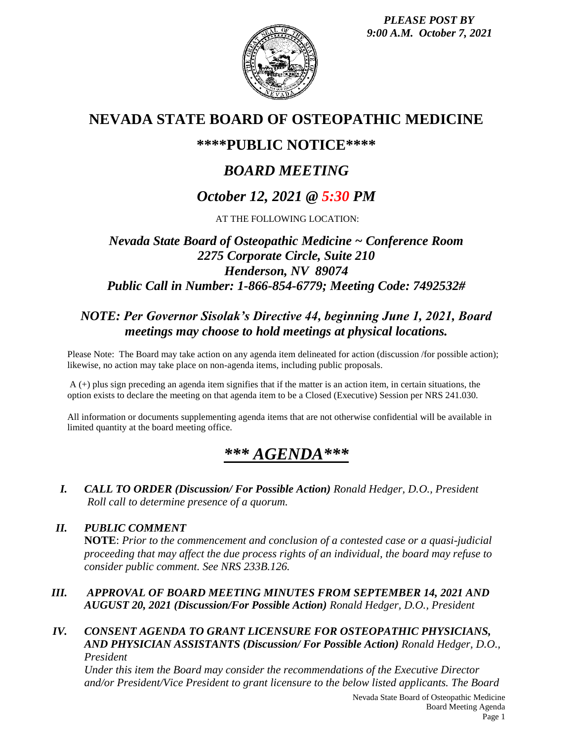*PLEASE POST BY 9:00 A.M. October 7, 2021*

# NEVADA STATE BOARD OF OSTEOPATHIC MEDICINE

## \*\*\*\*PUBLIC NOTICE\*\*\*\*

## *BOARD MEETING*

## *October 12, 2021 @ 5:30 PM*

AT THE FOLLOWING LOCATION:

### *Nevada State Board of Osteopathic Medicine ~ Conference Room*
### *2275 Corporate Circle, Suite 210*
### *Henderson, NV 89074*
### *Public Call in Number: 1-866-854-6779; Meeting Code: 7492532#*

### *NOTE: Per Governor Sisolak's Directive 44, beginning June 1, 2021, Board meetings may choose to hold meetings at physical locations.*

Please Note: The Board may take action on any agenda item delineated for action (discussion /for possible action); likewise, no action may take place on non-agenda items, including public proposals.

A (+) plus sign preceding an agenda item signifies that if the matter is an action item, in certain situations, the option exists to declare the meeting on that agenda item to be a Closed (Executive) Session per NRS 241.030.

All information or documents supplementing agenda items that are not otherwise confidential will be available in limited quantity at the board meeting office.

# *\*\*\* AGENDA\*\*\**

**I.** ***CALL TO ORDER (Discussion/ For Possible Action)*** *Ronald Hedger, D.O., President*
*Roll call to determine presence of a quorum.*

**II.** ***PUBLIC COMMENT***
**NOTE**: *Prior to the commencement and conclusion of a contested case or a quasi-judicial proceeding that may affect the due process rights of an individual, the board may refuse to consider public comment. See NRS 233B.126.*

**III.** ***APPROVAL OF BOARD MEETING MINUTES FROM SEPTEMBER 14, 2021 AND AUGUST 20, 2021 (Discussion/For Possible Action)*** *Ronald Hedger, D.O., President*

**IV.** ***CONSENT AGENDA TO GRANT LICENSURE FOR OSTEOPATHIC PHYSICIANS, AND PHYSICIAN ASSISTANTS (Discussion/ For Possible Action)*** *Ronald Hedger, D.O., President*
*Under this item the Board may consider the recommendations of the Executive Director and/or President/Vice President to grant licensure to the below listed applicants. The Board*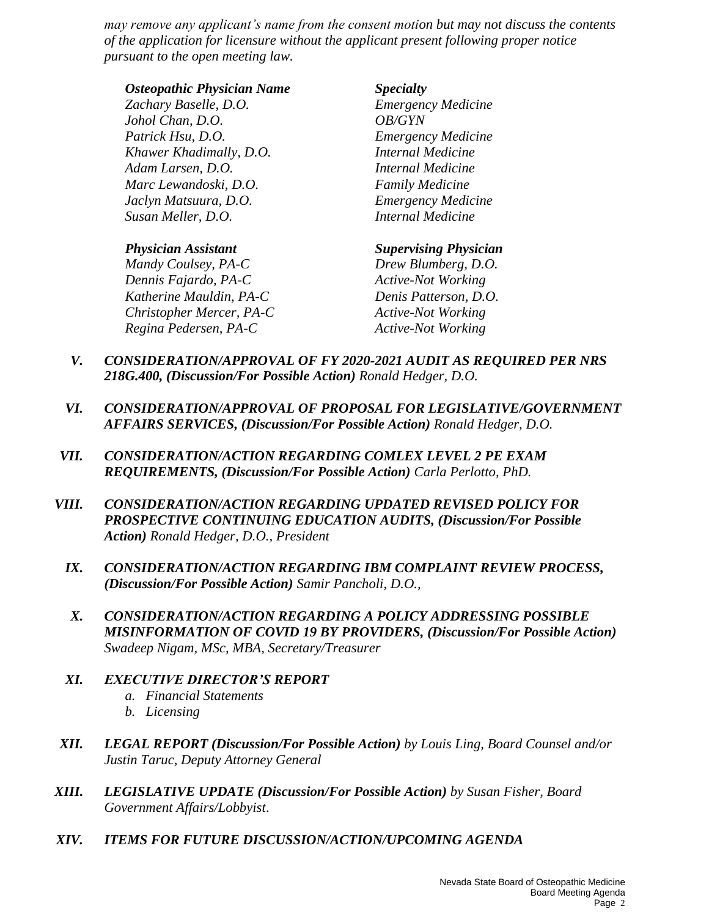*may remove any applicant's name from the consent motion but may not discuss the contents of the application for licensure without the applicant present following proper notice pursuant to the open meeting law.*

| *Osteopathic Physician Name* | *Specialty* |
| --- | --- |
| *Zachary Baselle, D.O.* | *Emergency Medicine* |
| *Johol Chan, D.O.* | *OB/GYN* |
| *Patrick Hsu, D.O.* | *Emergency Medicine* |
| *Khawer Khadimally, D.O.* | *Internal Medicine* |
| *Adam Larsen, D.O.* | *Internal Medicine* |
| *Marc Lewandoski, D.O.* | *Family Medicine* |
| *Jaclyn Matsuura, D.O.* | *Emergency Medicine* |
| *Susan Meller, D.O.* | *Internal Medicine* |

| *Physician Assistant* | *Supervising Physician* |
| --- | --- |
| *Mandy Coulsey, PA-C* | *Drew Blumberg, D.O.* |
| *Dennis Fajardo, PA-C* | *Active-Not Working* |
| *Katherine Mauldin, PA-C* | *Denis Patterson, D.O.* |
| *Christopher Mercer, PA-C* | *Active-Not Working* |
| *Regina Pedersen, PA-C* | *Active-Not Working* |

**V.** ***CONSIDERATION/APPROVAL OF FY 2020-2021 AUDIT AS REQUIRED PER NRS 218G.400, (Discussion/For Possible Action)*** *Ronald Hedger, D.O.*

**VI.** ***CONSIDERATION/APPROVAL OF PROPOSAL FOR LEGISLATIVE/GOVERNMENT AFFAIRS SERVICES, (Discussion/For Possible Action)*** *Ronald Hedger, D.O.*

**VII.** ***CONSIDERATION/ACTION REGARDING COMLEX LEVEL 2 PE EXAM REQUIREMENTS, (Discussion/For Possible Action)*** *Carla Perlotto, PhD.*

**VIII.** ***CONSIDERATION/ACTION REGARDING UPDATED REVISED POLICY FOR PROSPECTIVE CONTINUING EDUCATION AUDITS, (Discussion/For Possible Action)*** *Ronald Hedger, D.O., President*

**IX.** ***CONSIDERATION/ACTION REGARDING IBM COMPLAINT REVIEW PROCESS, (Discussion/For Possible Action)*** *Samir Pancholi, D.O.,*

**X.** ***CONSIDERATION/ACTION REGARDING A POLICY ADDRESSING POSSIBLE MISINFORMATION OF COVID 19 BY PROVIDERS, (Discussion/For Possible Action)*** *Swadeep Nigam, MSc, MBA, Secretary/Treasurer*

**XI.** ***EXECUTIVE DIRECTOR'S REPORT***

*a. Financial Statements*
*b. Licensing*

**XII.** ***LEGAL REPORT (Discussion/For Possible Action)*** *by Louis Ling, Board Counsel and/or Justin Taruc, Deputy Attorney General*

**XIII.** ***LEGISLATIVE UPDATE (Discussion/For Possible Action)*** *by Susan Fisher, Board Government Affairs/Lobbyist.*

**XIV.** ***ITEMS FOR FUTURE DISCUSSION/ACTION/UPCOMING AGENDA***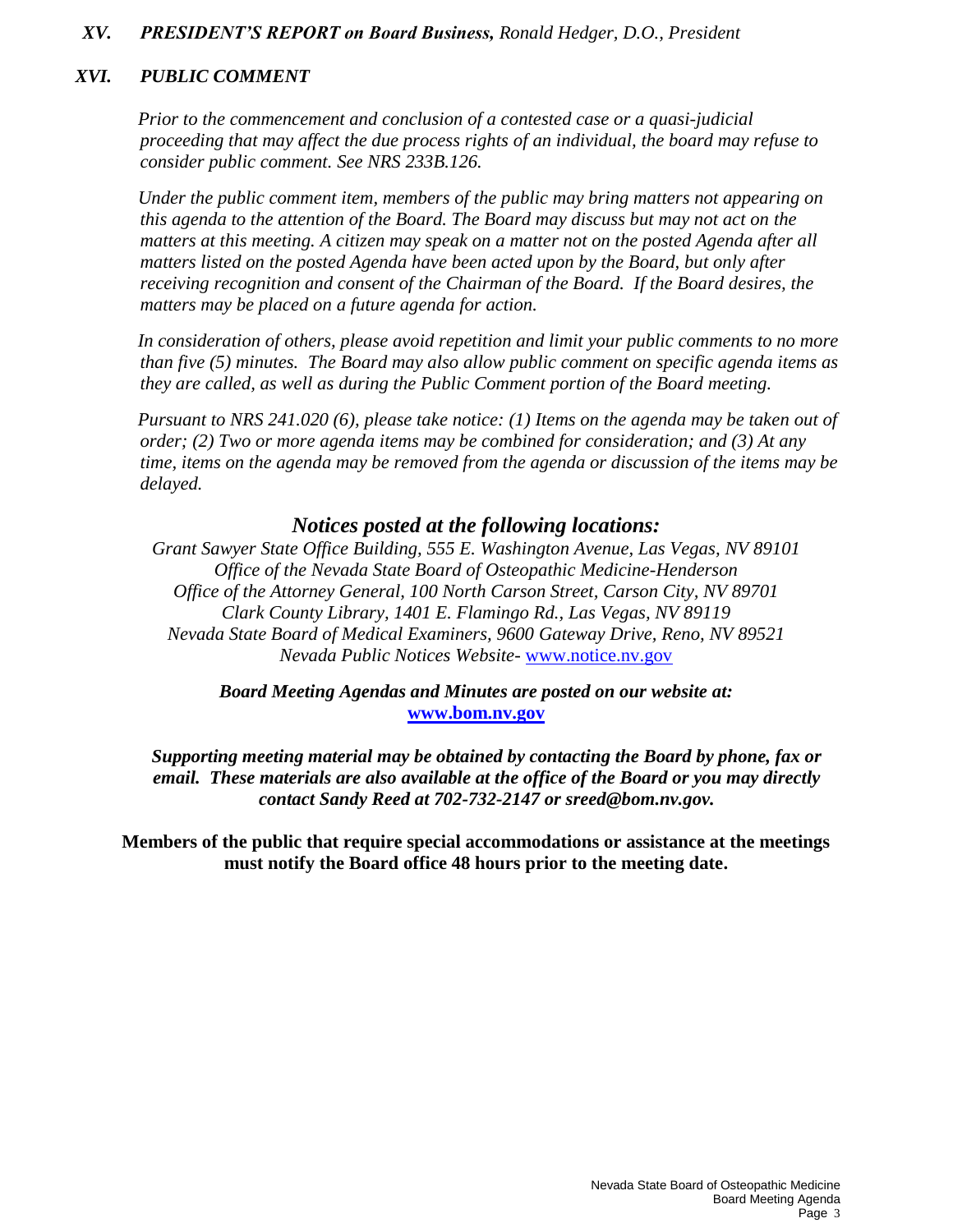***XV. PRESIDENT'S REPORT on Board Business,*** *Ronald Hedger, D.O., President*

***XVI. PUBLIC COMMENT***

*Prior to the commencement and conclusion of a contested case or a quasi-judicial proceeding that may affect the due process rights of an individual, the board may refuse to consider public comment. See NRS 233B.126.*

*Under the public comment item, members of the public may bring matters not appearing on this agenda to the attention of the Board. The Board may discuss but may not act on the matters at this meeting. A citizen may speak on a matter not on the posted Agenda after all matters listed on the posted Agenda have been acted upon by the Board, but only after receiving recognition and consent of the Chairman of the Board. If the Board desires, the matters may be placed on a future agenda for action.*

*In consideration of others, please avoid repetition and limit your public comments to no more than five (5) minutes. The Board may also allow public comment on specific agenda items as they are called, as well as during the Public Comment portion of the Board meeting.*

*Pursuant to NRS 241.020 (6), please take notice: (1) Items on the agenda may be taken out of order; (2) Two or more agenda items may be combined for consideration; and (3) At any time, items on the agenda may be removed from the agenda or discussion of the items may be delayed.*

## *Notices posted at the following locations:*

*Grant Sawyer State Office Building, 555 E. Washington Avenue, Las Vegas, NV 89101*
*Office of the Nevada State Board of Osteopathic Medicine-Henderson*
*Office of the Attorney General, 100 North Carson Street, Carson City, NV 89701*
*Clark County Library, 1401 E. Flamingo Rd., Las Vegas, NV 89119*
*Nevada State Board of Medical Examiners, 9600 Gateway Drive, Reno, NV 89521*
*Nevada Public Notices Website-* www.notice.nv.gov

***Board Meeting Agendas and Minutes are posted on our website at:***
**www.bom.nv.gov**

***Supporting meeting material may be obtained by contacting the Board by phone, fax or email. These materials are also available at the office of the Board or you may directly contact Sandy Reed at 702-732-2147 or sreed@bom.nv.gov.***

**Members of the public that require special accommodations or assistance at the meetings must notify the Board office 48 hours prior to the meeting date.**